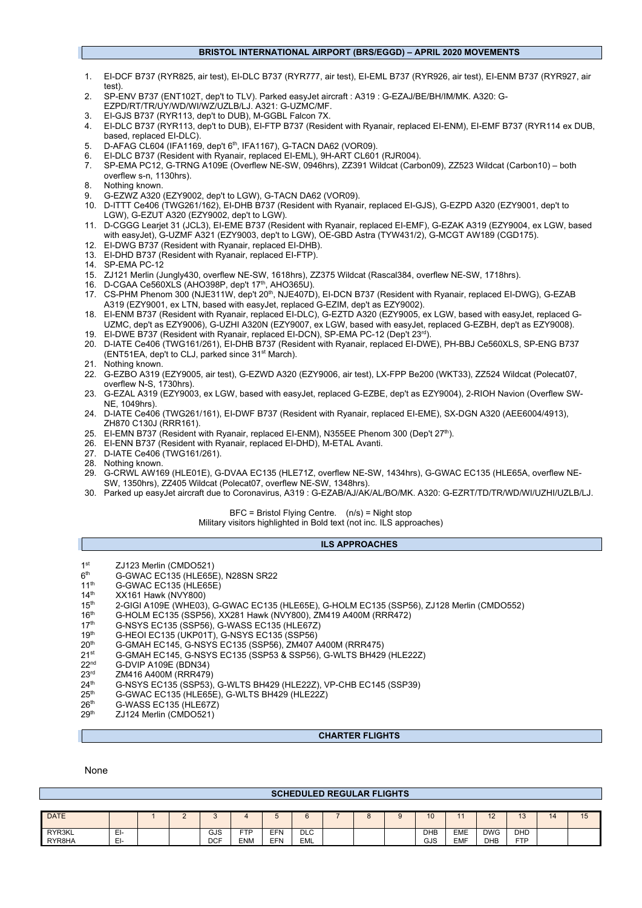## BRISTOL INTERNATIONAL AIRPORT (BRS/EGGD) – APRIL 2020 MOVEMENTS

1. EI-DCF B737 (RYR825, air test), EI-DLC B737 (RYR777, air test), EI-EML B737 (RYR926, air test), EI-ENM B737 (RYR927, air test).
2. SP-ENV B737 (ENT102T, dep't to TLV). Parked easyJet aircraft : A319 : G-EZAJ/BE/BH/IM/MK. A320: G-EZPD/RT/TR/UY/WD/WI/WZ/UZLB/LJ. A321: G-UZMC/MF.
3. EI-GJS B737 (RYR113, dep't to DUB), M-GGBL Falcon 7X.
4. EI-DLC B737 (RYR113, dep't to DUB), EI-FTP B737 (Resident with Ryanair, replaced EI-ENM), EI-EMF B737 (RYR114 ex DUB, based, replaced EI-DLC).
5. D-AFAG CL604 (IFA1169, dep't 6th, IFA1167), G-TACN DA62 (VOR09).
6. EI-DLC B737 (Resident with Ryanair, replaced EI-EML), 9H-ART CL601 (RJR004).
7. SP-EMA PC12, G-TRNG A109E (Overflew NE-SW, 0946hrs), ZZ391 Wildcat (Carbon09), ZZ523 Wildcat (Carbon10) – both overflew s-n, 1130hrs).
8. Nothing known.
9. G-EZWZ A320 (EZY9002, dep't to LGW), G-TACN DA62 (VOR09).
10. D-ITTT Ce406 (TWG261/162), EI-DHB B737 (Resident with Ryanair, replaced EI-GJS), G-EZPD A320 (EZY9001, dep't to LGW), G-EZUT A320 (EZY9002, dep't to LGW).
11. D-CGGG Learjet 31 (JCL3), EI-EME B737 (Resident with Ryanair, replaced EI-EMF), G-EZAK A319 (EZY9004, ex LGW, based with easyJet), G-UZMF A321 (EZY9003, dep't to LGW), OE-GBD Astra (TYW431/2), G-MCGT AW189 (CGD175).
12. EI-DWG B737 (Resident with Ryanair, replaced EI-DHB).
13. EI-DHD B737 (Resident with Ryanair, replaced EI-FTP).
14. SP-EMA PC-12
15. ZJ121 Merlin (Jungly430, overflew NE-SW, 1618hrs), ZZ375 Wildcat (Rascal384, overflew NE-SW, 1718hrs).
16. D-CGAA Ce560XLS (AHO398P, dep't 17th, AHO365U).
17. CS-PHM Phenom 300 (NJE311W, dep't 20th, NJE407D), EI-DCN B737 (Resident with Ryanair, replaced EI-DWG), G-EZAB A319 (EZY9001, ex LTN, based with easyJet, replaced G-EZIM, dep't as EZY9002).
18. EI-ENM B737 (Resident with Ryanair, replaced EI-DLC), G-EZTD A320 (EZY9005, ex LGW, based with easyJet, replaced G-UZMC, dep't as EZY9006), G-UZHI A320N (EZY9007, ex LGW, based with easyJet, replaced G-EZBH, dep't as EZY9008).
19. EI-DWE B737 (Resident with Ryanair, replaced EI-DCN), SP-EMA PC-12 (Dep't 23rd).
20. D-IATE Ce406 (TWG161/261), EI-DHB B737 (Resident with Ryanair, replaced EI-DWE), PH-BBJ Ce560XLS, SP-ENG B737 (ENT51EA, dep't to CLJ, parked since 31st March).
21. Nothing known.
22. G-EZBO A319 (EZY9005, air test), G-EZWD A320 (EZY9006, air test), LX-FPP Be200 (WKT33), ZZ524 Wildcat (Polecat07, overflew N-S, 1730hrs).
23. G-EZAL A319 (EZY9003, ex LGW, based with easyJet, replaced G-EZBE, dep't as EZY9004), 2-RIOH Navion (Overflew SW-NE, 1049hrs).
24. D-IATE Ce406 (TWG261/161), EI-DWF B737 (Resident with Ryanair, replaced EI-EME), SX-DGN A320 (AEE6004/4913), ZH870 C130J (RRR161).
25. EI-EMN B737 (Resident with Ryanair, replaced EI-ENM), N355EE Phenom 300 (Dep't 27th).
26. EI-ENN B737 (Resident with Ryanair, replaced EI-DHD), M-ETAL Avanti.
27. D-IATE Ce406 (TWG161/261).
28. Nothing known.
29. G-CRWL AW169 (HLE01E), G-DVAA EC135 (HLE71Z, overflew NE-SW, 1434hrs), G-GWAC EC135 (HLE65A, overflew NE-SW, 1350hrs), ZZ405 Wildcat (Polecat07, overflew NE-SW, 1348hrs).
30. Parked up easyJet aircraft due to Coronavirus, A319 : G-EZAB/AJ/AK/AL/BO/MK. A320: G-EZRT/TD/TR/WD/WI/UZHI/UZLB/LJ.

BFC = Bristol Flying Centre. (n/s) = Night stop
Military visitors highlighted in Bold text (not inc. ILS approaches)

## ILS APPROACHES

- 1st ZJ123 Merlin (CMDO521)
- 6th G-GWAC EC135 (HLE65E), N28SN SR22
- 11th G-GWAC EC135 (HLE65E)
- 14th XX161 Hawk (NVY800)
- 15th 2-GIGI A109E (WHE03), G-GWAC EC135 (HLE65E), G-HOLM EC135 (SSP56), ZJ128 Merlin (CMDO552)
- 16th G-HOLM EC135 (SSP56), XX281 Hawk (NVY800), ZM419 A400M (RRR472)
- 17th G-NSYS EC135 (SSP56), G-WASS EC135 (HLE67Z)
- 19th G-HEOI EC135 (UKP01T), G-NSYS EC135 (SSP56)
- 20th G-GMAH EC145, G-NSYS EC135 (SSP56), ZM407 A400M (RRR475)
- 21st G-GMAH EC145, G-NSYS EC135 (SSP53 & SSP56), G-WLTS BH429 (HLE22Z)
- 22nd G-DVIP A109E (BDN34)
- 23rd ZM416 A400M (RRR479)
- 24th G-NSYS EC135 (SSP53), G-WLTS BH429 (HLE22Z), VP-CHB EC145 (SSP39)
- 25th G-GWAC EC135 (HLE65E), G-WLTS BH429 (HLE22Z)
- 26th G-WASS EC135 (HLE67Z)
- 29th ZJ124 Merlin (CMDO521)

## CHARTER FLIGHTS

None

## SCHEDULED REGULAR FLIGHTS

| DATE | | 1 | 2 | 3 | 4 | 5 | 6 | 7 | 8 | 9 | 10 | 11 | 12 | 13 | 14 | 15 |
|---|---|---|---|---|---|---|---|---|---|---|---|---|---|---|---|---|
| RYR3KL<br>RYR8HA | EI-<br>EI- | | | GJS<br>DCF | FTP<br>ENM | EFN<br>EFN | DLC<br>EML | | | | DHB<br>GJS | EME<br>EMF | DWG<br>DHB | DHD<br>FTP | | |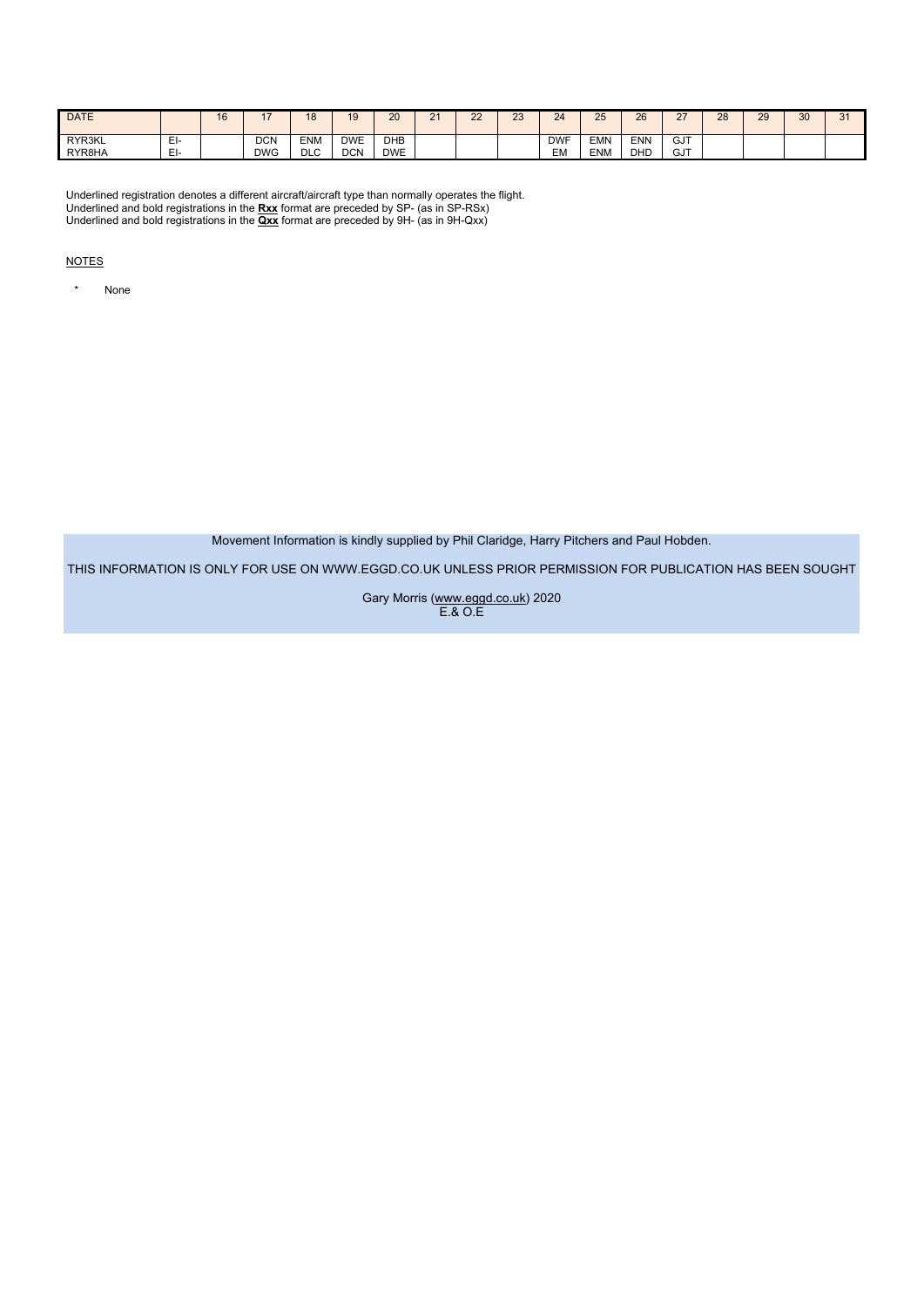| DATE | | 16 | 17 | 18 | 19 | 20 | 21 | 22 | 23 | 24 | 25 | 26 | 27 | 28 | 29 | 30 | 31 |
|---|---|---|---|---|---|---|---|---|---|---|---|---|---|---|---|---|---|
| RYR3KL | EI- | | DCN | ENM | DWE | DHB | | | | DWF | EMN | ENN | GJT | | | | |
| RYR8HA | EI- | | DWG | DLC | DCN | DWE | | | | EM | ENM | DHD | GJT | | | | |

Underlined registration denotes a different aircraft/aircraft type than normally operates the flight.
Underlined and bold registrations in the **Rxx** format are preceded by SP- (as in SP-RSx)
Underlined and bold registrations in the **Qxx** format are preceded by 9H- (as in 9H-Qxx)

NOTES

* None

Movement Information is kindly supplied by Phil Claridge, Harry Pitchers and Paul Hobden.

THIS INFORMATION IS ONLY FOR USE ON WWW.EGGD.CO.UK UNLESS PRIOR PERMISSION FOR PUBLICATION HAS BEEN SOUGHT

Gary Morris (www.eggd.co.uk) 2020
E.& O.E